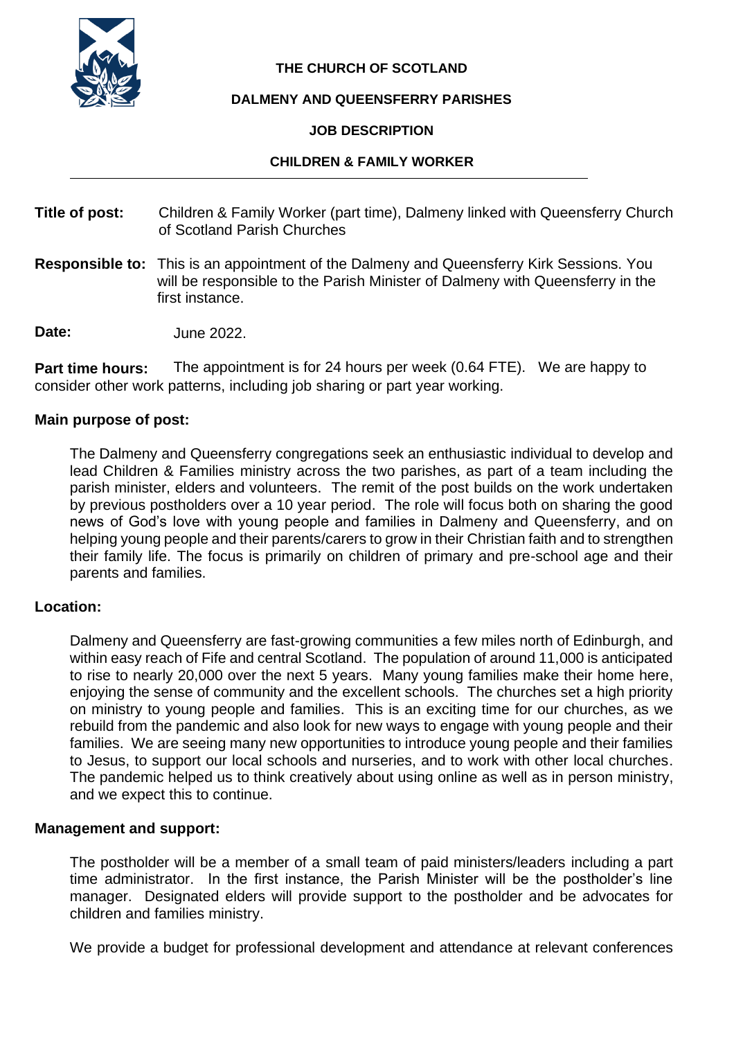# THE CHURCH OF SCOTLAND

## DALMENY AND QUEENSFERRY PARISHES

### JOB DESCRIPTION

### CHILDREN & FAMILY WORKER

---

**Title of post:** Children & Family Worker (part time), Dalmeny linked with Queensferry Church of Scotland Parish Churches

**Responsible to:** This is an appointment of the Dalmeny and Queensferry Kirk Sessions. You will be responsible to the Parish Minister of Dalmeny with Queensferry in the first instance.

**Date:** June 2022.

**Part time hours:** The appointment is for 24 hours per week (0.64 FTE). We are happy to consider other work patterns, including job sharing or part year working.

**Main purpose of post:**

The Dalmeny and Queensferry congregations seek an enthusiastic individual to develop and lead Children & Families ministry across the two parishes, as part of a team including the parish minister, elders and volunteers. The remit of the post builds on the work undertaken by previous postholders over a 10 year period. The role will focus both on sharing the good news of God's love with young people and families in Dalmeny and Queensferry, and on helping young people and their parents/carers to grow in their Christian faith and to strengthen their family life. The focus is primarily on children of primary and pre-school age and their parents and families.

**Location:**

Dalmeny and Queensferry are fast-growing communities a few miles north of Edinburgh, and within easy reach of Fife and central Scotland. The population of around 11,000 is anticipated to rise to nearly 20,000 over the next 5 years. Many young families make their home here, enjoying the sense of community and the excellent schools. The churches set a high priority on ministry to young people and families. This is an exciting time for our churches, as we rebuild from the pandemic and also look for new ways to engage with young people and their families. We are seeing many new opportunities to introduce young people and their families to Jesus, to support our local schools and nurseries, and to work with other local churches. The pandemic helped us to think creatively about using online as well as in person ministry, and we expect this to continue.

**Management and support:**

The postholder will be a member of a small team of paid ministers/leaders including a part time administrator. In the first instance, the Parish Minister will be the postholder's line manager. Designated elders will provide support to the postholder and be advocates for children and families ministry.

We provide a budget for professional development and attendance at relevant conferences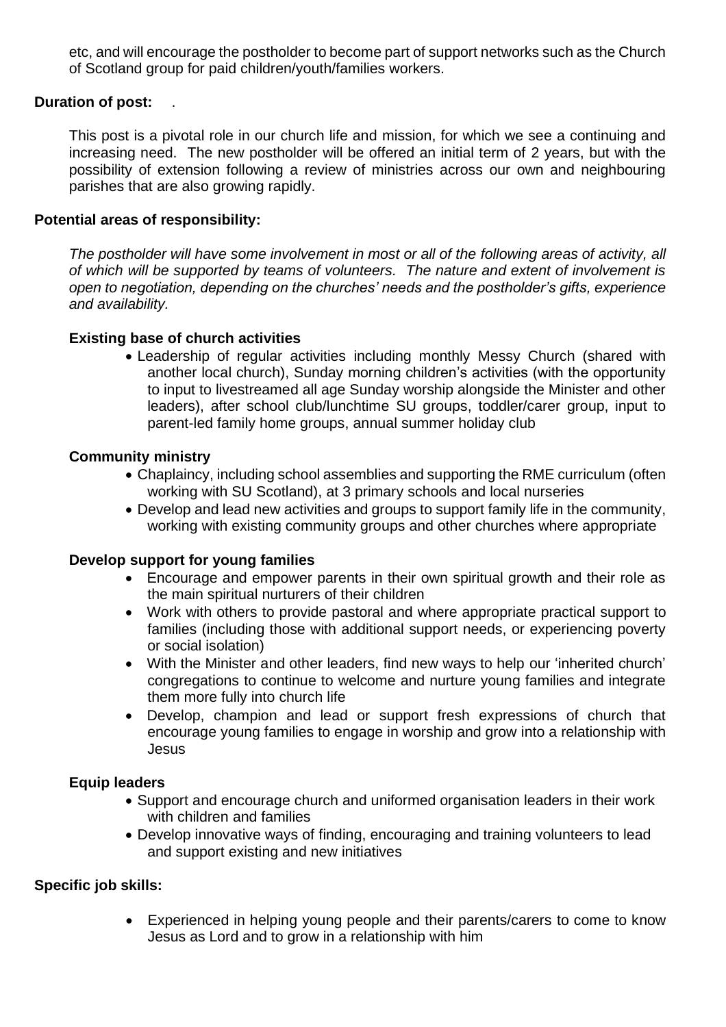etc, and will encourage the postholder to become part of support networks such as the Church of Scotland group for paid children/youth/families workers.

**Duration of post:** .

This post is a pivotal role in our church life and mission, for which we see a continuing and increasing need. The new postholder will be offered an initial term of 2 years, but with the possibility of extension following a review of ministries across our own and neighbouring parishes that are also growing rapidly.

**Potential areas of responsibility:**

*The postholder will have some involvement in most or all of the following areas of activity, all of which will be supported by teams of volunteers. The nature and extent of involvement is open to negotiation, depending on the churches' needs and the postholder's gifts, experience and availability.*

**Existing base of church activities**

- Leadership of regular activities including monthly Messy Church (shared with another local church), Sunday morning children's activities (with the opportunity to input to livestreamed all age Sunday worship alongside the Minister and other leaders), after school club/lunchtime SU groups, toddler/carer group, input to parent-led family home groups, annual summer holiday club

**Community ministry**

- Chaplaincy, including school assemblies and supporting the RME curriculum (often working with SU Scotland), at 3 primary schools and local nurseries
- Develop and lead new activities and groups to support family life in the community, working with existing community groups and other churches where appropriate

**Develop support for young families**

- Encourage and empower parents in their own spiritual growth and their role as the main spiritual nurturers of their children
- Work with others to provide pastoral and where appropriate practical support to families (including those with additional support needs, or experiencing poverty or social isolation)
- With the Minister and other leaders, find new ways to help our 'inherited church' congregations to continue to welcome and nurture young families and integrate them more fully into church life
- Develop, champion and lead or support fresh expressions of church that encourage young families to engage in worship and grow into a relationship with Jesus

**Equip leaders**

- Support and encourage church and uniformed organisation leaders in their work with children and families
- Develop innovative ways of finding, encouraging and training volunteers to lead and support existing and new initiatives

**Specific job skills:**

- Experienced in helping young people and their parents/carers to come to know Jesus as Lord and to grow in a relationship with him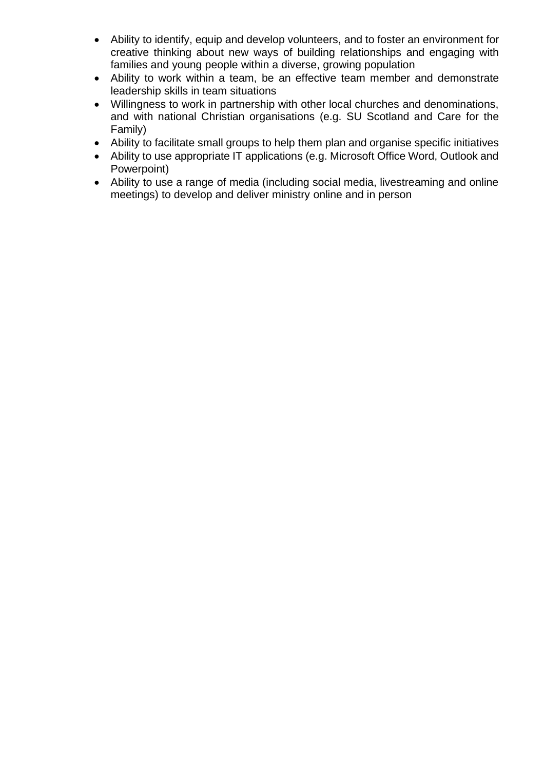- Ability to identify, equip and develop volunteers, and to foster an environment for creative thinking about new ways of building relationships and engaging with families and young people within a diverse, growing population
- Ability to work within a team, be an effective team member and demonstrate leadership skills in team situations
- Willingness to work in partnership with other local churches and denominations, and with national Christian organisations (e.g. SU Scotland and Care for the Family)
- Ability to facilitate small groups to help them plan and organise specific initiatives
- Ability to use appropriate IT applications (e.g. Microsoft Office Word, Outlook and Powerpoint)
- Ability to use a range of media (including social media, livestreaming and online meetings) to develop and deliver ministry online and in person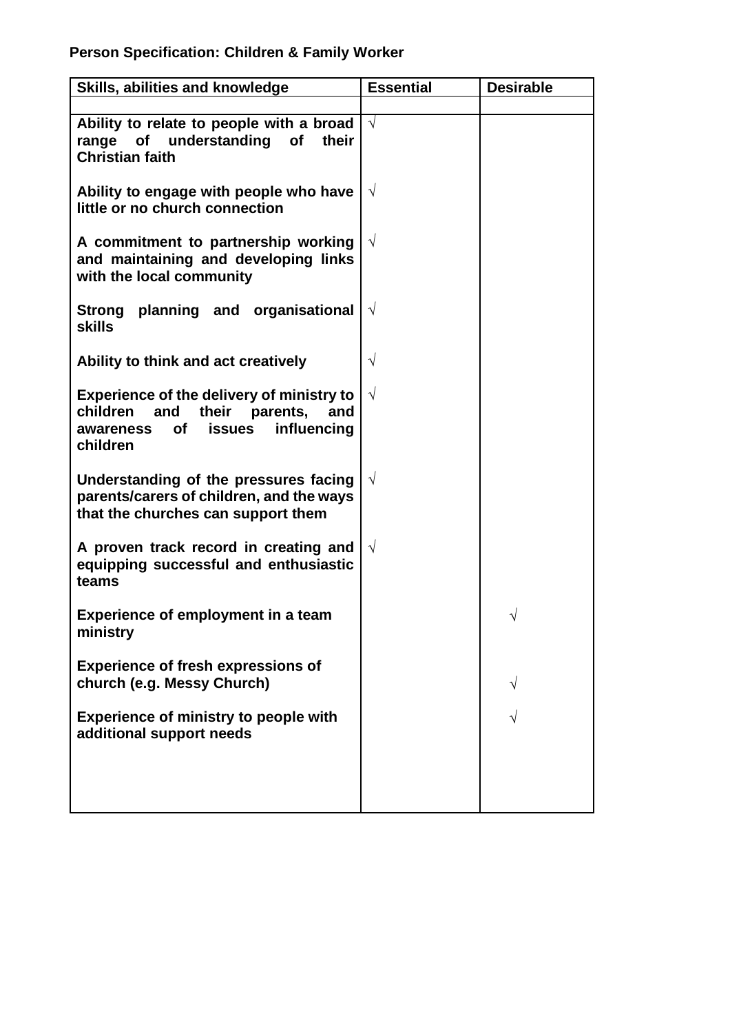**Person Specification: Children & Family Worker**

| Skills, abilities and knowledge | Essential | Desirable |
|---|---|---|
| | | |
| **Ability to relate to people with a broad range of understanding of their Christian faith** | √ | |
| **Ability to engage with people who have little or no church connection** | √ | |
| **A commitment to partnership working and maintaining and developing links with the local community** | √ | |
| **Strong planning and organisational skills** | √ | |
| **Ability to think and act creatively** | √ | |
| **Experience of the delivery of ministry to children and their parents, and awareness of issues influencing children** | √ | |
| **Understanding of the pressures facing parents/carers of children, and the ways that the churches can support them** | √ | |
| **A proven track record in creating and equipping successful and enthusiastic teams** | √ | |
| **Experience of employment in a team ministry** | | √ |
| **Experience of fresh expressions of church (e.g. Messy Church)** | | √ |
| **Experience of ministry to people with additional support needs** | | √ |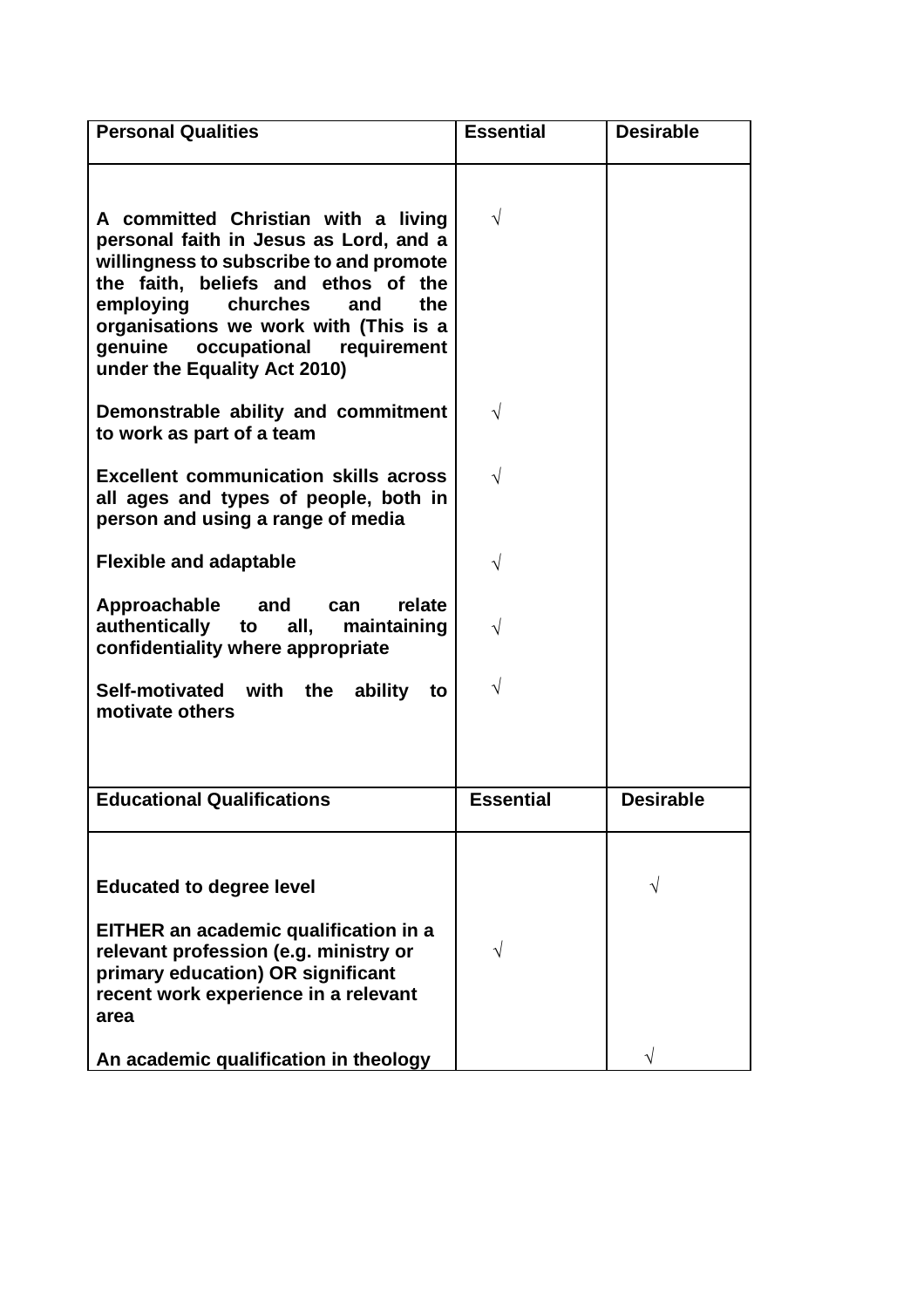| **Personal Qualities** | **Essential** | **Desirable** |
| --- | --- | --- |
| **A committed Christian with a living personal faith in Jesus as Lord, and a willingness to subscribe to and promote the faith, beliefs and ethos of the employing churches and the organisations we work with (This is a genuine occupational requirement under the Equality Act 2010)** | √ | |
| **Demonstrable ability and commitment to work as part of a team** | √ | |
| **Excellent communication skills across all ages and types of people, both in person and using a range of media** | √ | |
| **Flexible and adaptable** | √ | |
| **Approachable and can relate authentically to all, maintaining confidentiality where appropriate** | √ | |
| **Self-motivated with the ability to motivate others** | √ | |
| **Educational Qualifications** | **Essential** | **Desirable** |
| **Educated to degree level** | | √ |
| **EITHER an academic qualification in a relevant profession (e.g. ministry or primary education) OR significant recent work experience in a relevant area** | √ | |
| **An academic qualification in theology** | | √ |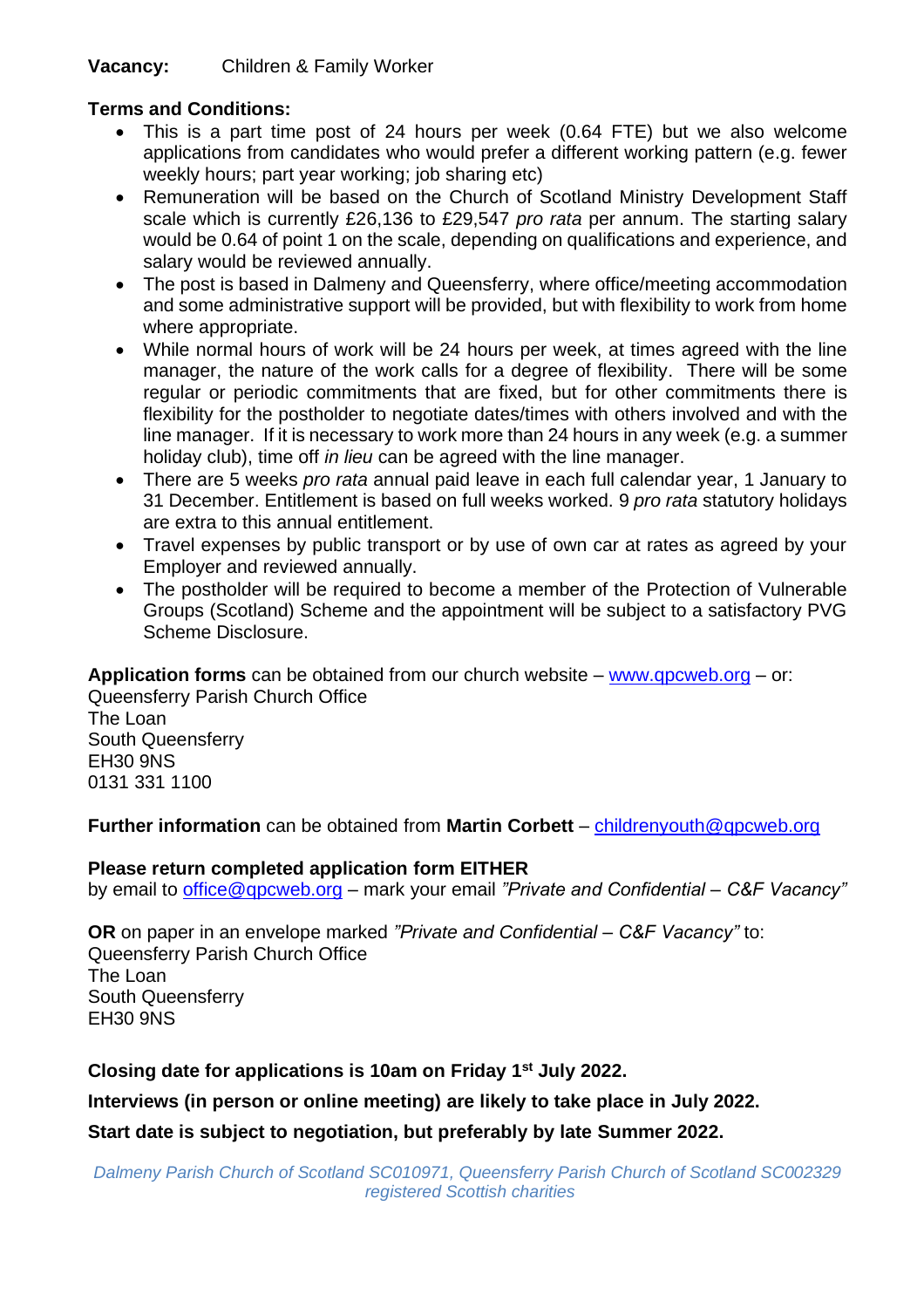**Vacancy:** Children & Family Worker

**Terms and Conditions:**

- This is a part time post of 24 hours per week (0.64 FTE) but we also welcome applications from candidates who would prefer a different working pattern (e.g. fewer weekly hours; part year working; job sharing etc)
- Remuneration will be based on the Church of Scotland Ministry Development Staff scale which is currently £26,136 to £29,547 *pro rata* per annum. The starting salary would be 0.64 of point 1 on the scale, depending on qualifications and experience, and salary would be reviewed annually.
- The post is based in Dalmeny and Queensferry, where office/meeting accommodation and some administrative support will be provided, but with flexibility to work from home where appropriate.
- While normal hours of work will be 24 hours per week, at times agreed with the line manager, the nature of the work calls for a degree of flexibility. There will be some regular or periodic commitments that are fixed, but for other commitments there is flexibility for the postholder to negotiate dates/times with others involved and with the line manager. If it is necessary to work more than 24 hours in any week (e.g. a summer holiday club), time off *in lieu* can be agreed with the line manager.
- There are 5 weeks *pro rata* annual paid leave in each full calendar year, 1 January to 31 December. Entitlement is based on full weeks worked. 9 *pro rata* statutory holidays are extra to this annual entitlement.
- Travel expenses by public transport or by use of own car at rates as agreed by your Employer and reviewed annually.
- The postholder will be required to become a member of the Protection of Vulnerable Groups (Scotland) Scheme and the appointment will be subject to a satisfactory PVG Scheme Disclosure.

**Application forms** can be obtained from our church website – www.qpcweb.org – or:
Queensferry Parish Church Office
The Loan
South Queensferry
EH30 9NS
0131 331 1100

**Further information** can be obtained from **Martin Corbett** – childrenyouth@qpcweb.org

**Please return completed application form EITHER**
by email to office@qpcweb.org – mark your email *"Private and Confidential – C&F Vacancy"*

**OR** on paper in an envelope marked *"Private and Confidential – C&F Vacancy"* to:
Queensferry Parish Church Office
The Loan
South Queensferry
EH30 9NS

**Closing date for applications is 10am on Friday 1st July 2022.**

**Interviews (in person or online meeting) are likely to take place in July 2022.**

**Start date is subject to negotiation, but preferably by late Summer 2022.**

*Dalmeny Parish Church of Scotland SC010971, Queensferry Parish Church of Scotland SC002329 registered Scottish charities*